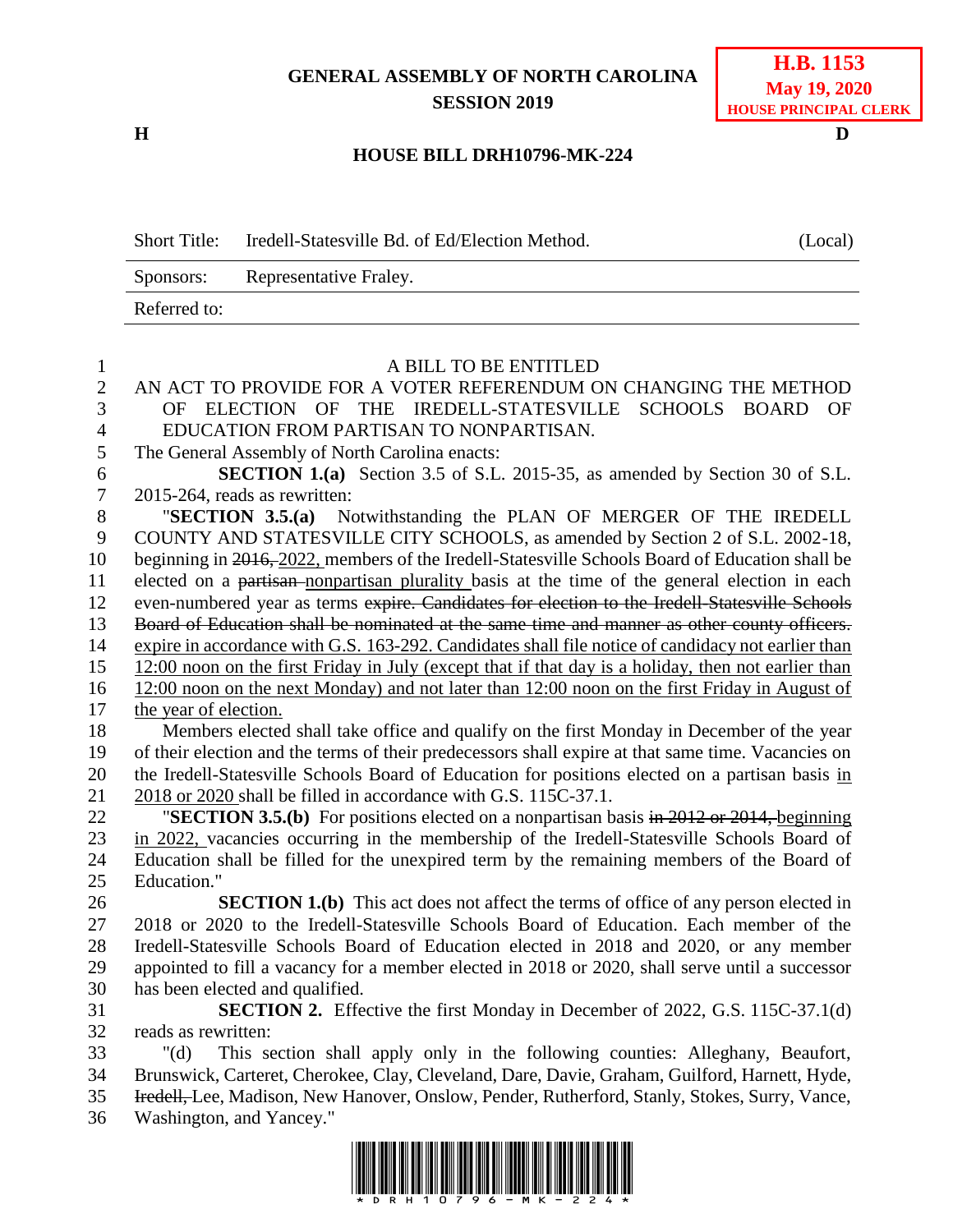# GENERAL ASSEMBLY OF NORTH CAROLINA
## SESSION 2019

**H.B. 1153**
**May 19, 2020**
**HOUSE PRINCIPAL CLERK**

H D

## HOUSE BILL DRH10796-MK-224

| | | |
|---|---|---|
| Short Title: | Iredell-Statesville Bd. of Ed/Election Method. | (Local) |
| Sponsors: | Representative Fraley. | |
| Referred to: | | |

A BILL TO BE ENTITLED

AN ACT TO PROVIDE FOR A VOTER REFERENDUM ON CHANGING THE METHOD OF ELECTION OF THE IREDELL-STATESVILLE SCHOOLS BOARD OF EDUCATION FROM PARTISAN TO NONPARTISAN.

The General Assembly of North Carolina enacts:

**SECTION 1.(a)** Section 3.5 of S.L. 2015-35, as amended by Section 30 of S.L. 2015-264, reads as rewritten:

"**SECTION 3.5.(a)** Notwithstanding the PLAN OF MERGER OF THE IREDELL COUNTY AND STATESVILLE CITY SCHOOLS, as amended by Section 2 of S.L. 2002-18, beginning in ~~2016,~~ <u>2022,</u> members of the Iredell-Statesville Schools Board of Education shall be elected on a ~~partisan~~ <u>nonpartisan plurality</u> basis at the time of the general election in each even-numbered year as terms ~~expire. Candidates for election to the Iredell-Statesville Schools Board of Education shall be nominated at the same time and manner as other county officers.~~ <u>expire in accordance with G.S. 163-292. Candidates shall file notice of candidacy not earlier than 12:00 noon on the first Friday in July (except that if that day is a holiday, then not earlier than 12:00 noon on the next Monday) and not later than 12:00 noon on the first Friday in August of the year of election.</u>

Members elected shall take office and qualify on the first Monday in December of the year of their election and the terms of their predecessors shall expire at that same time. Vacancies on the Iredell-Statesville Schools Board of Education for positions elected on a partisan basis <u>in 2018 or 2020</u> shall be filled in accordance with G.S. 115C-37.1.

"**SECTION 3.5.(b)** For positions elected on a nonpartisan basis ~~in 2012 or 2014,~~ <u>beginning in 2022,</u> vacancies occurring in the membership of the Iredell-Statesville Schools Board of Education shall be filled for the unexpired term by the remaining members of the Board of Education."

**SECTION 1.(b)** This act does not affect the terms of office of any person elected in 2018 or 2020 to the Iredell-Statesville Schools Board of Education. Each member of the Iredell-Statesville Schools Board of Education elected in 2018 and 2020, or any member appointed to fill a vacancy for a member elected in 2018 or 2020, shall serve until a successor has been elected and qualified.

**SECTION 2.** Effective the first Monday in December of 2022, G.S. 115C-37.1(d) reads as rewritten:

"(d) This section shall apply only in the following counties: Alleghany, Beaufort, Brunswick, Carteret, Cherokee, Clay, Cleveland, Dare, Davie, Graham, Guilford, Harnett, Hyde, ~~Iredell,~~ Lee, Madison, New Hanover, Onslow, Pender, Rutherford, Stanly, Stokes, Surry, Vance, Washington, and Yancey."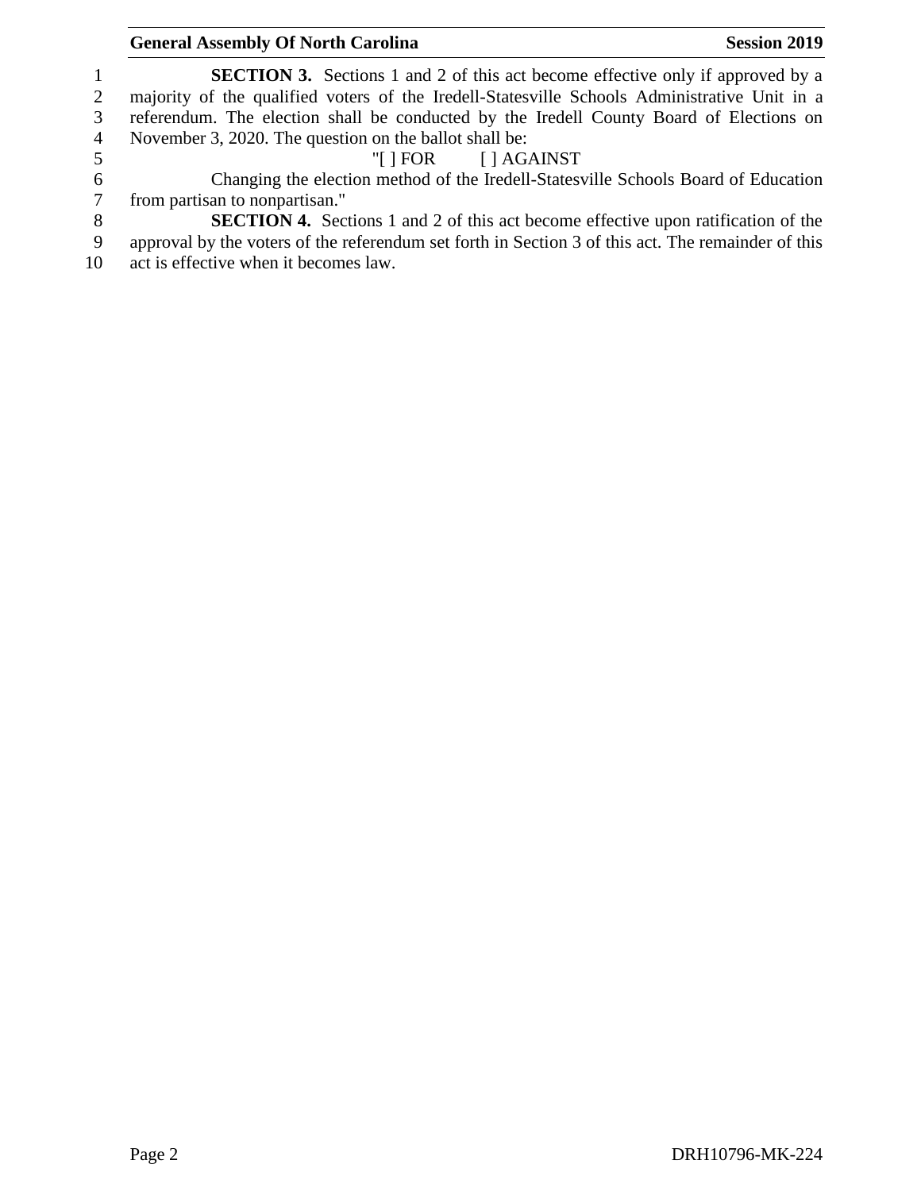**SECTION 3.** Sections 1 and 2 of this act become effective only if approved by a majority of the qualified voters of the Iredell-Statesville Schools Administrative Unit in a referendum. The election shall be conducted by the Iredell County Board of Elections on November 3, 2020. The question on the ballot shall be:

"[ ] FOR [ ] AGAINST

Changing the election method of the Iredell-Statesville Schools Board of Education from partisan to nonpartisan."

**SECTION 4.** Sections 1 and 2 of this act become effective upon ratification of the approval by the voters of the referendum set forth in Section 3 of this act. The remainder of this act is effective when it becomes law.